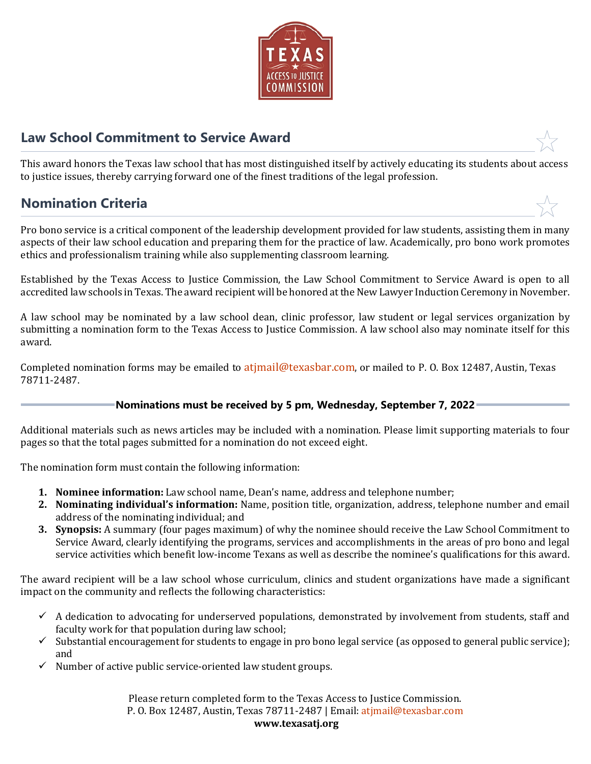## Law School Commitment to Service Award

This award honors the Texas law school that has most distinguished itself by actively educating its students about access to justice issues, thereby carrying forward one of the finest traditions of the legal profession.

## Nomination Criteria

Pro bono service is a critical component of the leadership development provided for law students, assisting them in many aspects of their law school education and preparing them for the practice of law. Academically, pro bono work promotes ethics and professionalism training while also supplementing classroom learning.

Established by the Texas Access to Justice Commission, the Law School Commitment to Service Award is open to all accredited law schools in Texas. The award recipient will be honored at the New Lawyer Induction Ceremony in November.

A law school may be nominated by a law school dean, clinic professor, law student or legal services organization by submitting a nomination form to the Texas Access to Justice Commission. A law school also may nominate itself for this award.

Completed nomination forms may be emailed to atjmail@texasbar.com, or mailed to P. O. Box 12487, Austin, Texas 78711-2487.

**Nominations must be received by 5 pm, Wednesday, September 7, 2022**

Additional materials such as news articles may be included with a nomination. Please limit supporting materials to four pages so that the total pages submitted for a nomination do not exceed eight.

The nomination form must contain the following information:

1. **Nominee information:** Law school name, Dean's name, address and telephone number;
2. **Nominating individual's information:** Name, position title, organization, address, telephone number and email address of the nominating individual; and
3. **Synopsis:** A summary (four pages maximum) of why the nominee should receive the Law School Commitment to Service Award, clearly identifying the programs, services and accomplishments in the areas of pro bono and legal service activities which benefit low-income Texans as well as describe the nominee's qualifications for this award.

The award recipient will be a law school whose curriculum, clinics and student organizations have made a significant impact on the community and reflects the following characteristics:

- ✓ A dedication to advocating for underserved populations, demonstrated by involvement from students, staff and faculty work for that population during law school;
- ✓ Substantial encouragement for students to engage in pro bono legal service (as opposed to general public service); and
- ✓ Number of active public service-oriented law student groups.

Please return completed form to the Texas Access to Justice Commission.
P. O. Box 12487, Austin, Texas 78711-2487 | Email: atjmail@texasbar.com
**www.texasatj.org**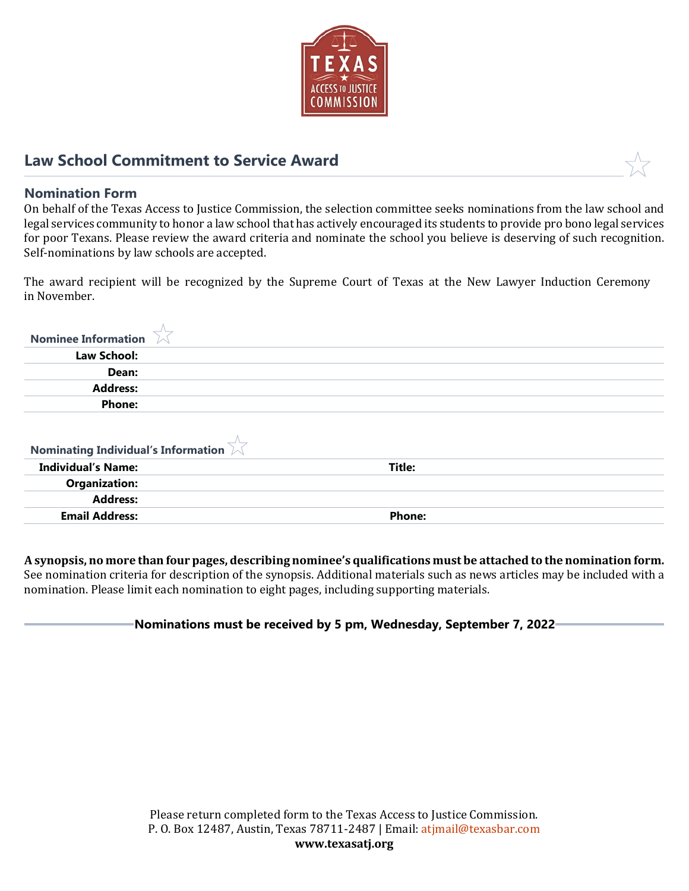TEXAS ACCESS TO JUSTICE COMMISSION

## Law School Commitment to Service Award

### Nomination Form

On behalf of the Texas Access to Justice Commission, the selection committee seeks nominations from the law school and legal services community to honor a law school that has actively encouraged its students to provide pro bono legal services for poor Texans. Please review the award criteria and nominate the school you believe is deserving of such recognition. Self-nominations by law schools are accepted.

The award recipient will be recognized by the Supreme Court of Texas at the New Lawyer Induction Ceremony in November.

#### Nominee Information

| | |
|---|---|
| **Law School:** | |
| **Dean:** | |
| **Address:** | |
| **Phone:** | |

#### Nominating Individual's Information

| | | | |
|---|---|---|---|
| **Individual's Name:** | | **Title:** | |
| **Organization:** | | | |
| **Address:** | | | |
| **Email Address:** | | **Phone:** | |

**A synopsis, no more than four pages, describing nominee's qualifications must be attached to the nomination form.** See nomination criteria for description of the synopsis. Additional materials such as news articles may be included with a nomination. Please limit each nomination to eight pages, including supporting materials.

**Nominations must be received by 5 pm, Wednesday, September 7, 2022**

Please return completed form to the Texas Access to Justice Commission.
P. O. Box 12487, Austin, Texas 78711-2487 | Email: atjmail@texasbar.com
**www.texasatj.org**